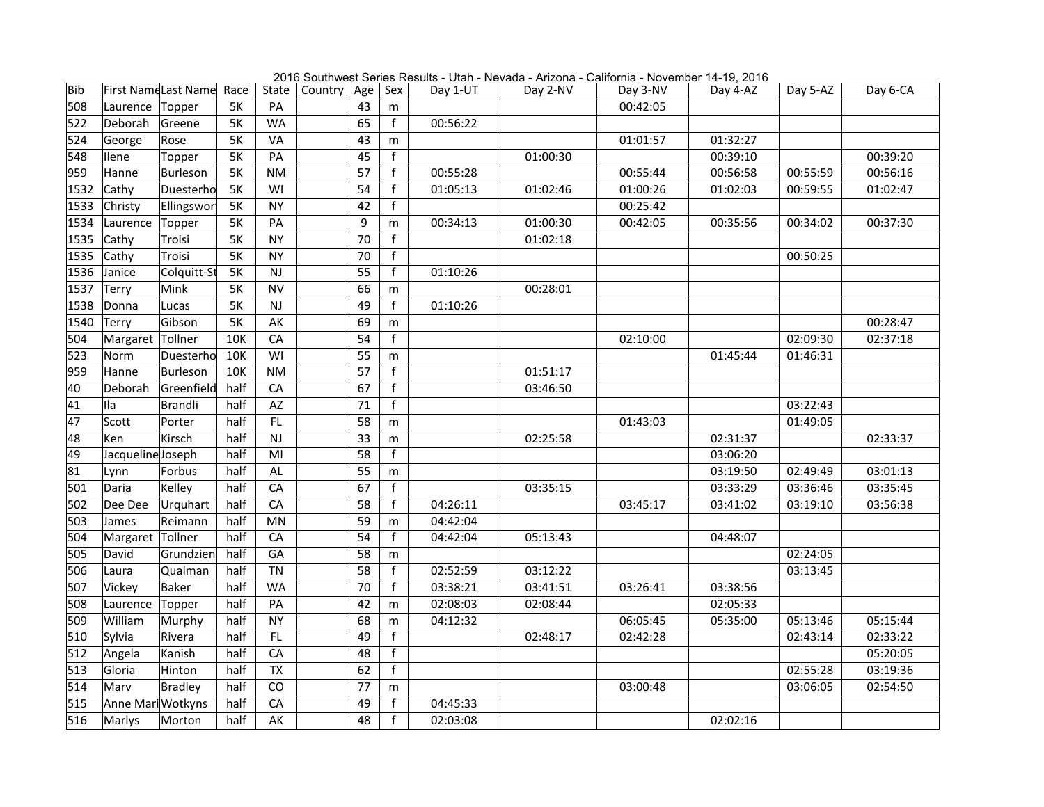2016 Southwest Series Results - Utah - Nevada - Arizona - California - November 14-19, 2016

| Bib | First Name | Last Name | Race | State | Country | Age | Sex | Day 1-UT | Day 2-NV | Day 3-NV | Day 4-AZ | Day 5-AZ | Day 6-CA |
|---|---|---|---|---|---|---|---|---|---|---|---|---|---|
| 508 | Laurence | Topper | 5K | PA | | 43 | m | | | 00:42:05 | | | |
| 522 | Deborah | Greene | 5K | WA | | 65 | f | 00:56:22 | | | | | |
| 524 | George | Rose | 5K | VA | | 43 | m | | | 01:01:57 | 01:32:27 | | |
| 548 | Ilene | Topper | 5K | PA | | 45 | f | | 01:00:30 | | 00:39:10 | | 00:39:20 |
| 959 | Hanne | Burleson | 5K | NM | | 57 | f | 00:55:28 | | 00:55:44 | 00:56:58 | 00:55:59 | 00:56:16 |
| 1532 | Cathy | Duesterho | 5K | WI | | 54 | f | 01:05:13 | 01:02:46 | 01:00:26 | 01:02:03 | 00:59:55 | 01:02:47 |
| 1533 | Christy | Ellingswort | 5K | NY | | 42 | f | | | 00:25:42 | | | |
| 1534 | Laurence | Topper | 5K | PA | | 9 | m | 00:34:13 | 01:00:30 | 00:42:05 | 00:35:56 | 00:34:02 | 00:37:30 |
| 1535 | Cathy | Troisi | 5K | NY | | 70 | f | | 01:02:18 | | | | |
| 1535 | Cathy | Troisi | 5K | NY | | 70 | f | | | | | 00:50:25 | |
| 1536 | Janice | Colquitt-St | 5K | NJ | | 55 | f | 01:10:26 | | | | | |
| 1537 | Terry | Mink | 5K | NV | | 66 | m | | 00:28:01 | | | | |
| 1538 | Donna | Lucas | 5K | NJ | | 49 | f | 01:10:26 | | | | | |
| 1540 | Terry | Gibson | 5K | AK | | 69 | m | | | | | | 00:28:47 |
| 504 | Margaret | Tollner | 10K | CA | | 54 | f | | | 02:10:00 | | 02:09:30 | 02:37:18 |
| 523 | Norm | Duesterho | 10K | WI | | 55 | m | | | | 01:45:44 | 01:46:31 | |
| 959 | Hanne | Burleson | 10K | NM | | 57 | f | | 01:51:17 | | | | |
| 40 | Deborah | Greenfield | half | CA | | 67 | f | | 03:46:50 | | | | |
| 41 | Ila | Brandli | half | AZ | | 71 | f | | | | | 03:22:43 | |
| 47 | Scott | Porter | half | FL | | 58 | m | | | 01:43:03 | | 01:49:05 | |
| 48 | Ken | Kirsch | half | NJ | | 33 | m | | 02:25:58 | | 02:31:37 | | 02:33:37 |
| 49 | Jacqueline | Joseph | half | MI | | 58 | f | | | | 03:06:20 | | |
| 81 | Lynn | Forbus | half | AL | | 55 | m | | | | 03:19:50 | 02:49:49 | 03:01:13 |
| 501 | Daria | Kelley | half | CA | | 67 | f | | 03:35:15 | | 03:33:29 | 03:36:46 | 03:35:45 |
| 502 | Dee Dee | Urquhart | half | CA | | 58 | f | 04:26:11 | | 03:45:17 | 03:41:02 | 03:19:10 | 03:56:38 |
| 503 | James | Reimann | half | MN | | 59 | m | 04:42:04 | | | | | |
| 504 | Margaret | Tollner | half | CA | | 54 | f | 04:42:04 | 05:13:43 | | 04:48:07 | | |
| 505 | David | Grundzien | half | GA | | 58 | m | | | | | 02:24:05 | |
| 506 | Laura | Qualman | half | TN | | 58 | f | 02:52:59 | 03:12:22 | | | 03:13:45 | |
| 507 | Vickey | Baker | half | WA | | 70 | f | 03:38:21 | 03:41:51 | 03:26:41 | 03:38:56 | | |
| 508 | Laurence | Topper | half | PA | | 42 | m | 02:08:03 | 02:08:44 | | 02:05:33 | | |
| 509 | William | Murphy | half | NY | | 68 | m | 04:12:32 | | 06:05:45 | 05:35:00 | 05:13:46 | 05:15:44 |
| 510 | Sylvia | Rivera | half | FL | | 49 | f | | 02:48:17 | 02:42:28 | | 02:43:14 | 02:33:22 |
| 512 | Angela | Kanish | half | CA | | 48 | f | | | | | | 05:20:05 |
| 513 | Gloria | Hinton | half | TX | | 62 | f | | | | | 02:55:28 | 03:19:36 |
| 514 | Marv | Bradley | half | CO | | 77 | m | | | 03:00:48 | | 03:06:05 | 02:54:50 |
| 515 | Anne Mari | Wotkyns | half | CA | | 49 | f | 04:45:33 | | | | | |
| 516 | Marlys | Morton | half | AK | | 48 | f | 02:03:08 | | | 02:02:16 | | |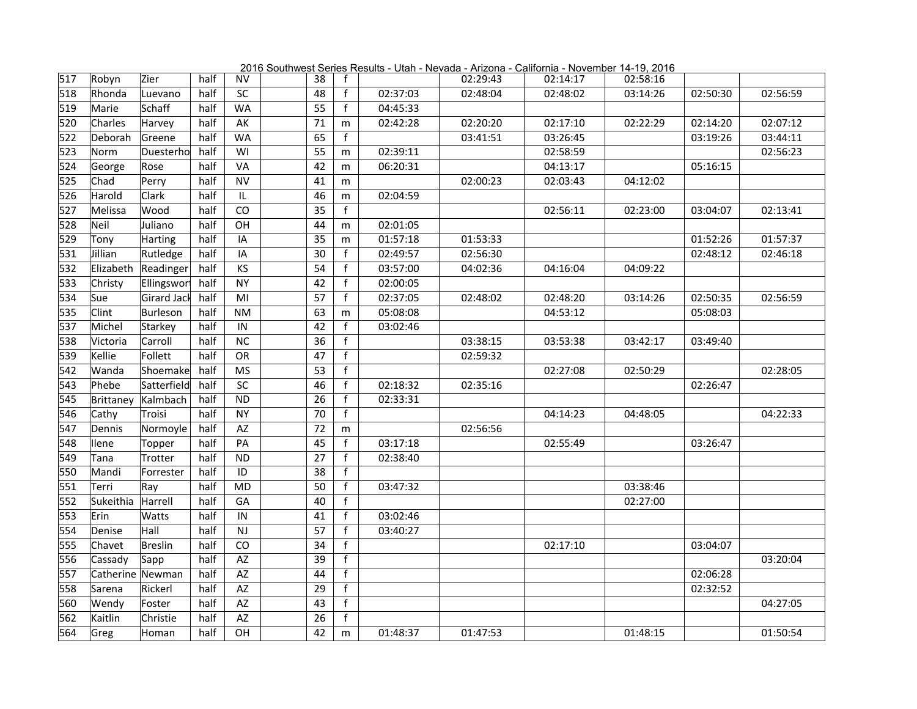| | | | | | | | | | | | | | |
|---|---|---|---|---|---|---|---|---|---|---|---|---|---|
| 517 | Robyn | Zier | half | NV | | 38 | f | | 02:29:43 | 02:14:17 | 02:58:16 | | |
| 518 | Rhonda | Luevano | half | SC | | 48 | f | 02:37:03 | 02:48:04 | 02:48:02 | 03:14:26 | 02:50:30 | 02:56:59 |
| 519 | Marie | Schaff | half | WA | | 55 | f | 04:45:33 | | | | | |
| 520 | Charles | Harvey | half | AK | | 71 | m | 02:42:28 | 02:20:20 | 02:17:10 | 02:22:29 | 02:14:20 | 02:07:12 |
| 522 | Deborah | Greene | half | WA | | 65 | f | | 03:41:51 | 03:26:45 | | 03:19:26 | 03:44:11 |
| 523 | Norm | Duesterho | half | WI | | 55 | m | 02:39:11 | | 02:58:59 | | | 02:56:23 |
| 524 | George | Rose | half | VA | | 42 | m | 06:20:31 | | 04:13:17 | | 05:16:15 | |
| 525 | Chad | Perry | half | NV | | 41 | m | | 02:00:23 | 02:03:43 | 04:12:02 | | |
| 526 | Harold | Clark | half | IL | | 46 | m | 02:04:59 | | | | | |
| 527 | Melissa | Wood | half | CO | | 35 | f | | | 02:56:11 | 02:23:00 | 03:04:07 | 02:13:41 |
| 528 | Neil | Juliano | half | OH | | 44 | m | 02:01:05 | | | | | |
| 529 | Tony | Harting | half | IA | | 35 | m | 01:57:18 | 01:53:33 | | | 01:52:26 | 01:57:37 |
| 531 | Jillian | Rutledge | half | IA | | 30 | f | 02:49:57 | 02:56:30 | | | 02:48:12 | 02:46:18 |
| 532 | Elizabeth | Readinger | half | KS | | 54 | f | 03:57:00 | 04:02:36 | 04:16:04 | 04:09:22 | | |
| 533 | Christy | Ellingswor | half | NY | | 42 | f | 02:00:05 | | | | | |
| 534 | Sue | Girard Jack | half | MI | | 57 | f | 02:37:05 | 02:48:02 | 02:48:20 | 03:14:26 | 02:50:35 | 02:56:59 |
| 535 | Clint | Burleson | half | NM | | 63 | m | 05:08:08 | | 04:53:12 | | 05:08:03 | |
| 537 | Michel | Starkey | half | IN | | 42 | f | 03:02:46 | | | | | |
| 538 | Victoria | Carroll | half | NC | | 36 | f | | 03:38:15 | 03:53:38 | 03:42:17 | 03:49:40 | |
| 539 | Kellie | Follett | half | OR | | 47 | f | | 02:59:32 | | | | |
| 542 | Wanda | Shoemake | half | MS | | 53 | f | | | 02:27:08 | 02:50:29 | | 02:28:05 |
| 543 | Phebe | Satterfield | half | SC | | 46 | f | 02:18:32 | 02:35:16 | | | 02:26:47 | |
| 545 | Brittaney | Kalmbach | half | ND | | 26 | f | 02:33:31 | | | | | |
| 546 | Cathy | Troisi | half | NY | | 70 | f | | | 04:14:23 | 04:48:05 | | 04:22:33 |
| 547 | Dennis | Normoyle | half | AZ | | 72 | m | | 02:56:56 | | | | |
| 548 | Ilene | Topper | half | PA | | 45 | f | 03:17:18 | | 02:55:49 | | 03:26:47 | |
| 549 | Tana | Trotter | half | ND | | 27 | f | 02:38:40 | | | | | |
| 550 | Mandi | Forrester | half | ID | | 38 | f | | | | | | |
| 551 | Terri | Ray | half | MD | | 50 | f | 03:47:32 | | | 03:38:46 | | |
| 552 | Sukeithia | Harrell | half | GA | | 40 | f | | | | 02:27:00 | | |
| 553 | Erin | Watts | half | IN | | 41 | f | 03:02:46 | | | | | |
| 554 | Denise | Hall | half | NJ | | 57 | f | 03:40:27 | | | | | |
| 555 | Chavet | Breslin | half | CO | | 34 | f | | | 02:17:10 | | 03:04:07 | |
| 556 | Cassady | Sapp | half | AZ | | 39 | f | | | | | | 03:20:04 |
| 557 | Catherine | Newman | half | AZ | | 44 | f | | | | | 02:06:28 | |
| 558 | Sarena | Rickerl | half | AZ | | 29 | f | | | | | 02:32:52 | |
| 560 | Wendy | Foster | half | AZ | | 43 | f | | | | | | 04:27:05 |
| 562 | Kaitlin | Christie | half | AZ | | 26 | f | | | | | | |
| 564 | Greg | Homan | half | OH | | 42 | m | 01:48:37 | 01:47:53 | | 01:48:15 | | 01:50:54 |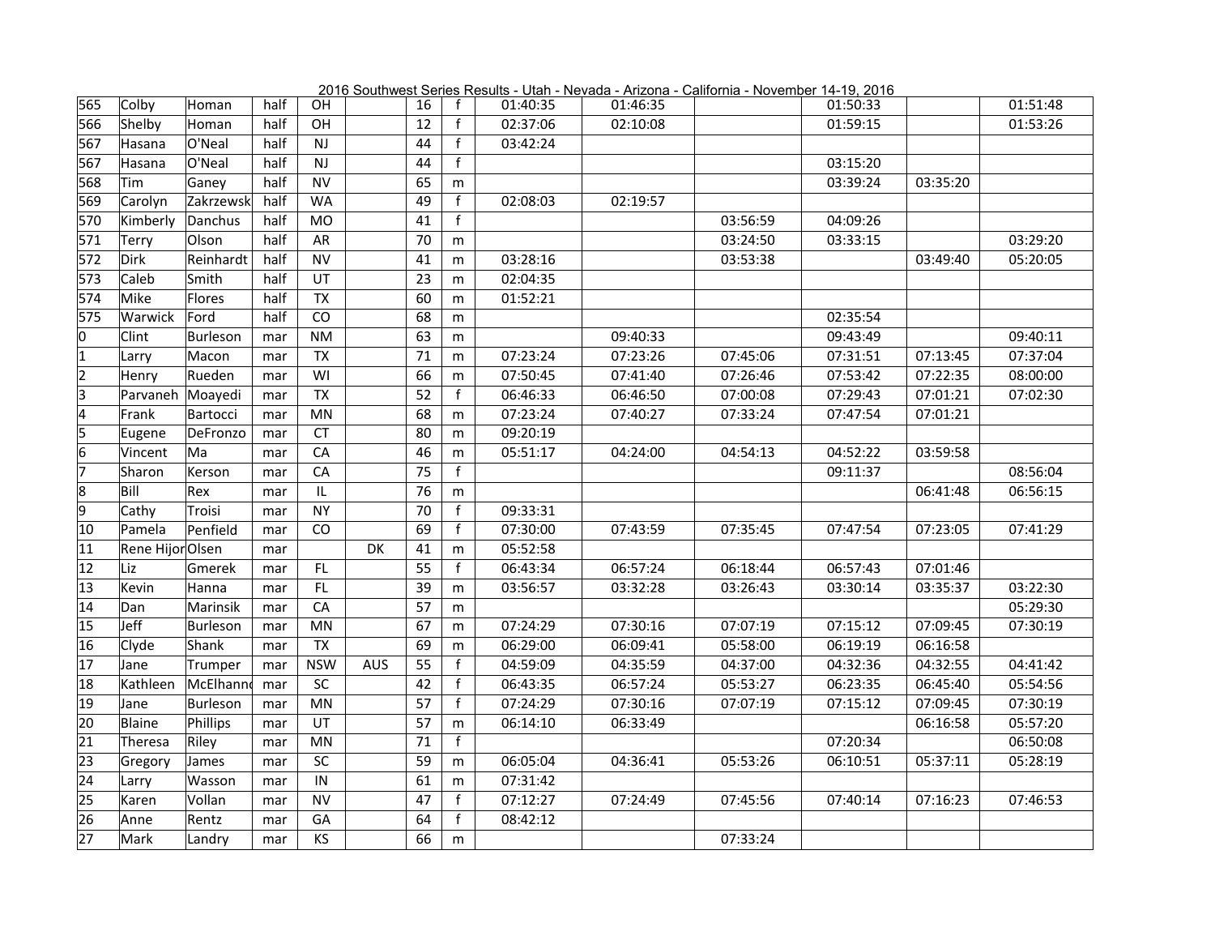| | | | | | | | | | | | | | |
|---|---|---|---|---|---|---|---|---|---|---|---|---|---|
| 565 | Colby | Homan | half | OH | | 16 | f | 01:40:35 | 01:46:35 | | 01:50:33 | | 01:51:48 |
| 566 | Shelby | Homan | half | OH | | 12 | f | 02:37:06 | 02:10:08 | | 01:59:15 | | 01:53:26 |
| 567 | Hasana | O'Neal | half | NJ | | 44 | f | 03:42:24 | | | | | |
| 567 | Hasana | O'Neal | half | NJ | | 44 | f | | | | 03:15:20 | | |
| 568 | Tim | Ganey | half | NV | | 65 | m | | | | 03:39:24 | 03:35:20 | |
| 569 | Carolyn | Zakrzewsk | half | WA | | 49 | f | 02:08:03 | 02:19:57 | | | | |
| 570 | Kimberly | Danchus | half | MO | | 41 | f | | | 03:56:59 | 04:09:26 | | |
| 571 | Terry | Olson | half | AR | | 70 | m | | | 03:24:50 | 03:33:15 | | 03:29:20 |
| 572 | Dirk | Reinhardt | half | NV | | 41 | m | 03:28:16 | | 03:53:38 | | 03:49:40 | 05:20:05 |
| 573 | Caleb | Smith | half | UT | | 23 | m | 02:04:35 | | | | | |
| 574 | Mike | Flores | half | TX | | 60 | m | 01:52:21 | | | | | |
| 575 | Warwick | Ford | half | CO | | 68 | m | | | | 02:35:54 | | |
| 0 | Clint | Burleson | mar | NM | | 63 | m | | 09:40:33 | | 09:43:49 | | 09:40:11 |
| 1 | Larry | Macon | mar | TX | | 71 | m | 07:23:24 | 07:23:26 | 07:45:06 | 07:31:51 | 07:13:45 | 07:37:04 |
| 2 | Henry | Rueden | mar | WI | | 66 | m | 07:50:45 | 07:41:40 | 07:26:46 | 07:53:42 | 07:22:35 | 08:00:00 |
| 3 | Parvaneh | Moayedi | mar | TX | | 52 | f | 06:46:33 | 06:46:50 | 07:00:08 | 07:29:43 | 07:01:21 | 07:02:30 |
| 4 | Frank | Bartocci | mar | MN | | 68 | m | 07:23:24 | 07:40:27 | 07:33:24 | 07:47:54 | 07:01:21 | |
| 5 | Eugene | DeFronzo | mar | CT | | 80 | m | 09:20:19 | | | | | |
| 6 | Vincent | Ma | mar | CA | | 46 | m | 05:51:17 | 04:24:00 | 04:54:13 | 04:52:22 | 03:59:58 | |
| 7 | Sharon | Kerson | mar | CA | | 75 | f | | | | 09:11:37 | | 08:56:04 |
| 8 | Bill | Rex | mar | IL | | 76 | m | | | | | 06:41:48 | 06:56:15 |
| 9 | Cathy | Troisi | mar | NY | | 70 | f | 09:33:31 | | | | | |
| 10 | Pamela | Penfield | mar | CO | | 69 | f | 07:30:00 | 07:43:59 | 07:35:45 | 07:47:54 | 07:23:05 | 07:41:29 |
| 11 | Rene Hijor | Olsen | mar | | DK | 41 | m | 05:52:58 | | | | | |
| 12 | Liz | Gmerek | mar | FL | | 55 | f | 06:43:34 | 06:57:24 | 06:18:44 | 06:57:43 | 07:01:46 | |
| 13 | Kevin | Hanna | mar | FL | | 39 | m | 03:56:57 | 03:32:28 | 03:26:43 | 03:30:14 | 03:35:37 | 03:22:30 |
| 14 | Dan | Marinsik | mar | CA | | 57 | m | | | | | | 05:29:30 |
| 15 | Jeff | Burleson | mar | MN | | 67 | m | 07:24:29 | 07:30:16 | 07:07:19 | 07:15:12 | 07:09:45 | 07:30:19 |
| 16 | Clyde | Shank | mar | TX | | 69 | m | 06:29:00 | 06:09:41 | 05:58:00 | 06:19:19 | 06:16:58 | |
| 17 | Jane | Trumper | mar | NSW | AUS | 55 | f | 04:59:09 | 04:35:59 | 04:37:00 | 04:32:36 | 04:32:55 | 04:41:42 |
| 18 | Kathleen | McElhann | mar | SC | | 42 | f | 06:43:35 | 06:57:24 | 05:53:27 | 06:23:35 | 06:45:40 | 05:54:56 |
| 19 | Jane | Burleson | mar | MN | | 57 | f | 07:24:29 | 07:30:16 | 07:07:19 | 07:15:12 | 07:09:45 | 07:30:19 |
| 20 | Blaine | Phillips | mar | UT | | 57 | m | 06:14:10 | 06:33:49 | | | 06:16:58 | 05:57:20 |
| 21 | Theresa | Riley | mar | MN | | 71 | f | | | | 07:20:34 | | 06:50:08 |
| 23 | Gregory | James | mar | SC | | 59 | m | 06:05:04 | 04:36:41 | 05:53:26 | 06:10:51 | 05:37:11 | 05:28:19 |
| 24 | Larry | Wasson | mar | IN | | 61 | m | 07:31:42 | | | | | |
| 25 | Karen | Vollan | mar | NV | | 47 | f | 07:12:27 | 07:24:49 | 07:45:56 | 07:40:14 | 07:16:23 | 07:46:53 |
| 26 | Anne | Rentz | mar | GA | | 64 | f | 08:42:12 | | | | | |
| 27 | Mark | Landry | mar | KS | | 66 | m | | | 07:33:24 | | | |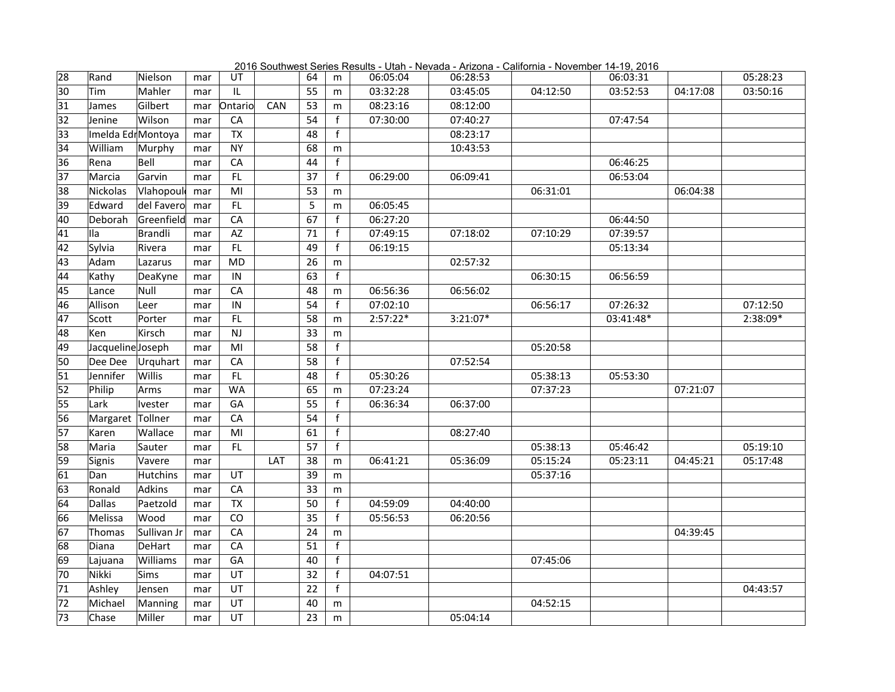2016 Southwest Series Results - Utah - Nevada - Arizona - California - November 14-19, 2016

| | | | | | | | | | | | | | |
|---|---|---|---|---|---|---|---|---|---|---|---|---|---|
| 28 | Rand | Nielson | mar | UT | | 64 | m | 06:05:04 | 06:28:53 | | 06:03:31 | | 05:28:23 |
| 30 | Tim | Mahler | mar | IL | | 55 | m | 03:32:28 | 03:45:05 | 04:12:50 | 03:52:53 | 04:17:08 | 03:50:16 |
| 31 | James | Gilbert | mar | Ontario | CAN | 53 | m | 08:23:16 | 08:12:00 | | | | |
| 32 | Jenine | Wilson | mar | CA | | 54 | f | 07:30:00 | 07:40:27 | | 07:47:54 | | |
| 33 | Imelda Edr | Montoya | mar | TX | | 48 | f | | 08:23:17 | | | | |
| 34 | William | Murphy | mar | NY | | 68 | m | | 10:43:53 | | | | |
| 36 | Rena | Bell | mar | CA | | 44 | f | | | | 06:46:25 | | |
| 37 | Marcia | Garvin | mar | FL | | 37 | f | 06:29:00 | 06:09:41 | | 06:53:04 | | |
| 38 | Nickolas | Vlahopoul | mar | MI | | 53 | m | | | 06:31:01 | | 06:04:38 | |
| 39 | Edward | del Favero | mar | FL | | 5 | m | 06:05:45 | | | | | |
| 40 | Deborah | Greenfield | mar | CA | | 67 | f | 06:27:20 | | | 06:44:50 | | |
| 41 | Ila | Brandli | mar | AZ | | 71 | f | 07:49:15 | 07:18:02 | 07:10:29 | 07:39:57 | | |
| 42 | Sylvia | Rivera | mar | FL | | 49 | f | 06:19:15 | | | 05:13:34 | | |
| 43 | Adam | Lazarus | mar | MD | | 26 | m | | 02:57:32 | | | | |
| 44 | Kathy | DeaKyne | mar | IN | | 63 | f | | | 06:30:15 | 06:56:59 | | |
| 45 | Lance | Null | mar | CA | | 48 | m | 06:56:36 | 06:56:02 | | | | |
| 46 | Allison | Leer | mar | IN | | 54 | f | 07:02:10 | | 06:56:17 | 07:26:32 | | 07:12:50 |
| 47 | Scott | Porter | mar | FL | | 58 | m | 2:57:22* | 3:21:07* | | 03:41:48* | | 2:38:09* |
| 48 | Ken | Kirsch | mar | NJ | | 33 | m | | | | | | |
| 49 | Jacqueline | Joseph | mar | MI | | 58 | f | | | 05:20:58 | | | |
| 50 | Dee Dee | Urquhart | mar | CA | | 58 | f | | 07:52:54 | | | | |
| 51 | Jennifer | Willis | mar | FL | | 48 | f | 05:30:26 | | 05:38:13 | 05:53:30 | | |
| 52 | Philip | Arms | mar | WA | | 65 | m | 07:23:24 | | 07:37:23 | | 07:21:07 | |
| 55 | Lark | Ivester | mar | GA | | 55 | f | 06:36:34 | 06:37:00 | | | | |
| 56 | Margaret | Tollner | mar | CA | | 54 | f | | | | | | |
| 57 | Karen | Wallace | mar | MI | | 61 | f | | 08:27:40 | | | | |
| 58 | Maria | Sauter | mar | FL | | 57 | f | | | 05:38:13 | 05:46:42 | | 05:19:10 |
| 59 | Signis | Vavere | mar | | LAT | 38 | m | 06:41:21 | 05:36:09 | 05:15:24 | 05:23:11 | 04:45:21 | 05:17:48 |
| 61 | Dan | Hutchins | mar | UT | | 39 | m | | | 05:37:16 | | | |
| 63 | Ronald | Adkins | mar | CA | | 33 | m | | | | | | |
| 64 | Dallas | Paetzold | mar | TX | | 50 | f | 04:59:09 | 04:40:00 | | | | |
| 66 | Melissa | Wood | mar | CO | | 35 | f | 05:56:53 | 06:20:56 | | | | |
| 67 | Thomas | Sullivan Jr | mar | CA | | 24 | m | | | | | 04:39:45 | |
| 68 | Diana | DeHart | mar | CA | | 51 | f | | | | | | |
| 69 | Lajuana | Williams | mar | GA | | 40 | f | | | 07:45:06 | | | |
| 70 | Nikki | Sims | mar | UT | | 32 | f | 04:07:51 | | | | | |
| 71 | Ashley | Jensen | mar | UT | | 22 | f | | | | | | 04:43:57 |
| 72 | Michael | Manning | mar | UT | | 40 | m | | | 04:52:15 | | | |
| 73 | Chase | Miller | mar | UT | | 23 | m | | 05:04:14 | | | | |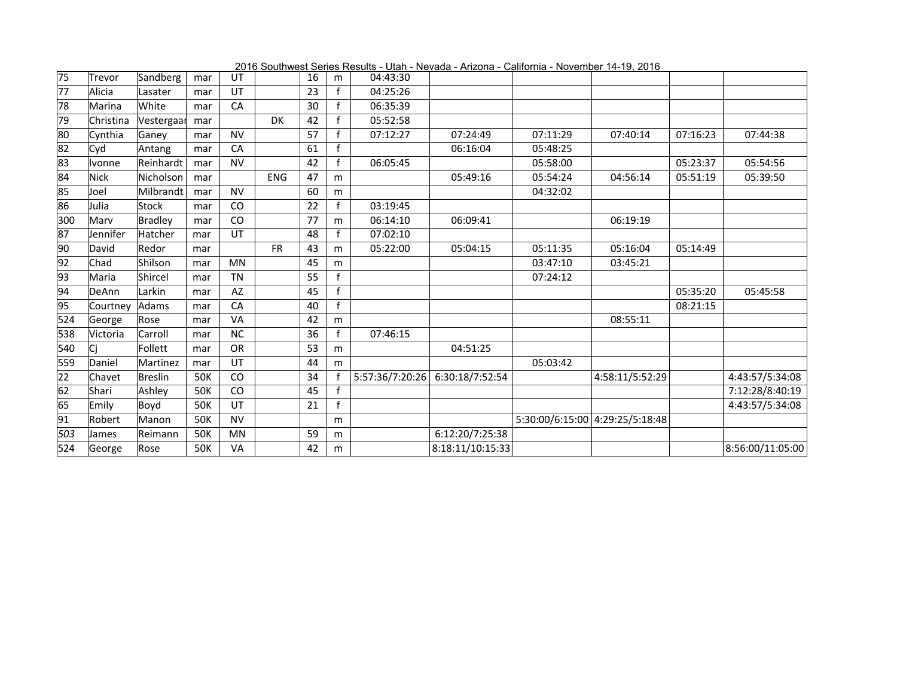2016 Southwest Series Results - Utah - Nevada - Arizona - California - November 14-19, 2016

| | | | | | | | | | | | | | |
|---|---|---|---|---|---|---|---|---|---|---|---|---|---|
| 75 | Trevor | Sandberg | mar | UT | | 16 | m | 04:43:30 | | | | | |
| 77 | Alicia | Lasater | mar | UT | | 23 | f | 04:25:26 | | | | | |
| 78 | Marina | White | mar | CA | | 30 | f | 06:35:39 | | | | | |
| 79 | Christina | Vestergaar | mar | | DK | 42 | f | 05:52:58 | | | | | |
| 80 | Cynthia | Ganey | mar | NV | | 57 | f | 07:12:27 | 07:24:49 | 07:11:29 | 07:40:14 | 07:16:23 | 07:44:38 |
| 82 | Cyd | Antang | mar | CA | | 61 | f | | 06:16:04 | 05:48:25 | | | |
| 83 | Ivonne | Reinhardt | mar | NV | | 42 | f | 06:05:45 | | 05:58:00 | | 05:23:37 | 05:54:56 |
| 84 | Nick | Nicholson | mar | | ENG | 47 | m | | 05:49:16 | 05:54:24 | 04:56:14 | 05:51:19 | 05:39:50 |
| 85 | Joel | Milbrandt | mar | NV | | 60 | m | | | 04:32:02 | | | |
| 86 | Julia | Stock | mar | CO | | 22 | f | 03:19:45 | | | | | |
| 300 | Marv | Bradley | mar | CO | | 77 | m | 06:14:10 | 06:09:41 | | 06:19:19 | | |
| 87 | Jennifer | Hatcher | mar | UT | | 48 | f | 07:02:10 | | | | | |
| 90 | David | Redor | mar | | FR | 43 | m | 05:22:00 | 05:04:15 | 05:11:35 | 05:16:04 | 05:14:49 | |
| 92 | Chad | Shilson | mar | MN | | 45 | m | | | 03:47:10 | 03:45:21 | | |
| 93 | Maria | Shircel | mar | TN | | 55 | f | | | 07:24:12 | | | |
| 94 | DeAnn | Larkin | mar | AZ | | 45 | f | | | | | 05:35:20 | 05:45:58 |
| 95 | Courtney | Adams | mar | CA | | 40 | f | | | | | 08:21:15 | |
| 524 | George | Rose | mar | VA | | 42 | m | | | | 08:55:11 | | |
| 538 | Victoria | Carroll | mar | NC | | 36 | f | 07:46:15 | | | | | |
| 540 | Cj | Follett | mar | OR | | 53 | m | | 04:51:25 | | | | |
| 559 | Daniel | Martinez | mar | UT | | 44 | m | | | 05:03:42 | | | |
| 22 | Chavet | Breslin | 50K | CO | | 34 | f | 5:57:36/7:20:26 | 6:30:18/7:52:54 | | 4:58:11/5:52:29 | | 4:43:57/5:34:08 |
| 62 | Shari | Ashley | 50K | CO | | 45 | f | | | | | | 7:12:28/8:40:19 |
| 65 | Emily | Boyd | 50K | UT | | 21 | f | | | | | | 4:43:57/5:34:08 |
| 91 | Robert | Manon | 50K | NV | | | m | | | 5:30:00/6:15:00 | 4:29:25/5:18:48 | | |
| *503* | James | Reimann | 50K | MN | | 59 | m | | 6:12:20/7:25:38 | | | | |
| 524 | George | Rose | 50K | VA | | 42 | m | | 8:18:11/10:15:33 | | | | 8:56:00/11:05:00 |